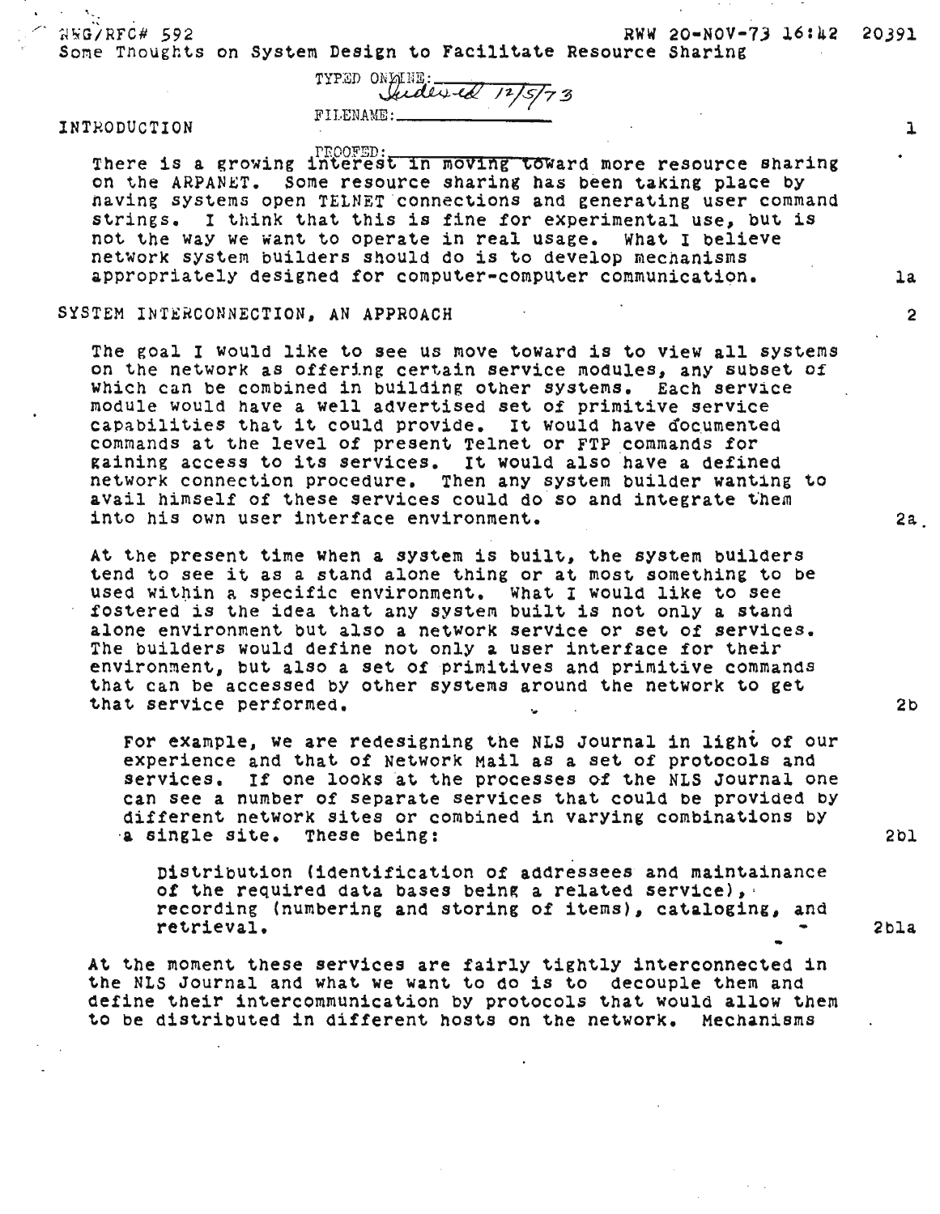NWG/RFC# 592 RWW 20-NOV-73 16:42 20391

Some Thoughts on System Design to Facilitate Resource Sharing

TYPED ONLINE: Indexed 12/5/73

FILENAME:

PROOFED:

## INTRODUCTION 1

There is a growing interest in moving toward more resource sharing on the ARPANET. Some resource sharing has been taking place by having systems open TELNET connections and generating user command strings. I think that this is fine for experimental use, but is not the way we want to operate in real usage. What I believe network system builders should do is to develop mechanisms appropriately designed for computer-computer communication. 1a

## SYSTEM INTERCONNECTION, AN APPROACH 2

The goal I would like to see us move toward is to view all systems on the network as offering certain service modules, any subset of which can be combined in building other systems. Each service module would have a well advertised set of primitive service capabilities that it could provide. It would have documented commands at the level of present Telnet or FTP commands for gaining access to its services. It would also have a defined network connection procedure. Then any system builder wanting to avail himself of these services could do so and integrate them into his own user interface environment. 2a

At the present time when a system is built, the system builders tend to see it as a stand alone thing or at most something to be used within a specific environment. What I would like to see fostered is the idea that any system built is not only a stand alone environment but also a network service or set of services. The builders would define not only a user interface for their environment, but also a set of primitives and primitive commands that can be accessed by other systems around the network to get that service performed. 2b

For example, we are redesigning the NLS Journal in light of our experience and that of Network Mail as a set of protocols and services. If one looks at the processes of the NLS Journal one can see a number of separate services that could be provided by different network sites or combined in varying combinations by a single site. These being: 2b1

Distribution (identification of addressees and maintainance of the required data bases being a related service), recording (numbering and storing of items), cataloging, and retrieval. 2b1a

At the moment these services are fairly tightly interconnected in the NLS Journal and what we want to do is to decouple them and define their intercommunication by protocols that would allow them to be distributed in different hosts on the network. Mechanisms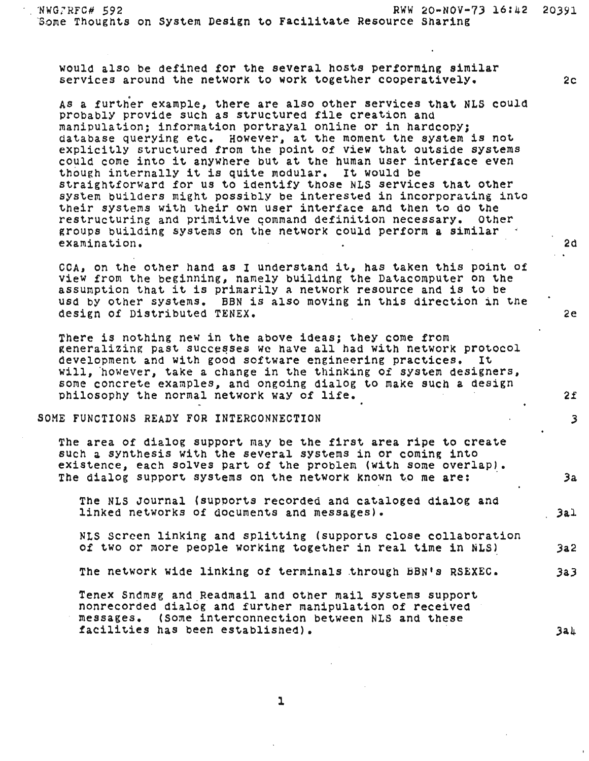would also be defined for the several hosts performing similar services around the network to work together cooperatively. 2c

As a further example, there are also other services that NLS could probably provide such as structured file creation and manipulation; information portrayal online or in hardcopy; database querying etc. However, at the moment the system is not explicitly structured from the point of view that outside systems could come into it anywhere but at the human user interface even though internally it is quite modular. It would be straightforward for us to identify those NLS services that other system builders might possibly be interested in incorporating into their systems with their own user interface and then to do the restructuring and primitive command definition necessary. Other groups building systems on the network could perform a similar examination. 2d

CCA, on the other hand as I understand it, has taken this point of view from the beginning, namely building the Datacomputer on the assumption that it is primarily a network resource and is to be usd by other systems. BBN is also moving in this direction in the design of Distributed TENEX. 2e

There is nothing new in the above ideas; they come from generalizing past successes we have all had with network protocol development and with good software engineering practices. It will, however, take a change in the thinking of system designers, some concrete examples, and ongoing dialog to make such a design philosophy the normal network way of life. 2f

## SOME FUNCTIONS READY FOR INTERCONNECTION 3

The area of dialog support may be the first area ripe to create such a synthesis with the several systems in or coming into existence, each solves part of the problem (with some overlap). The dialog support systems on the network known to me are: 3a

- The NLS Journal (supports recorded and cataloged dialog and linked networks of documents and messages). 3a1

- NLS Screen linking and splitting (supports close collaboration of two or more people working together in real time in NLS) 3a2

- The network wide linking of terminals through BBN's RSEXEC. 3a3

- Tenex Sndmsg and Readmail and other mail systems support nonrecorded dialog and further manipulation of received messages. (Some interconnection between NLS and these facilities has been established). 3a4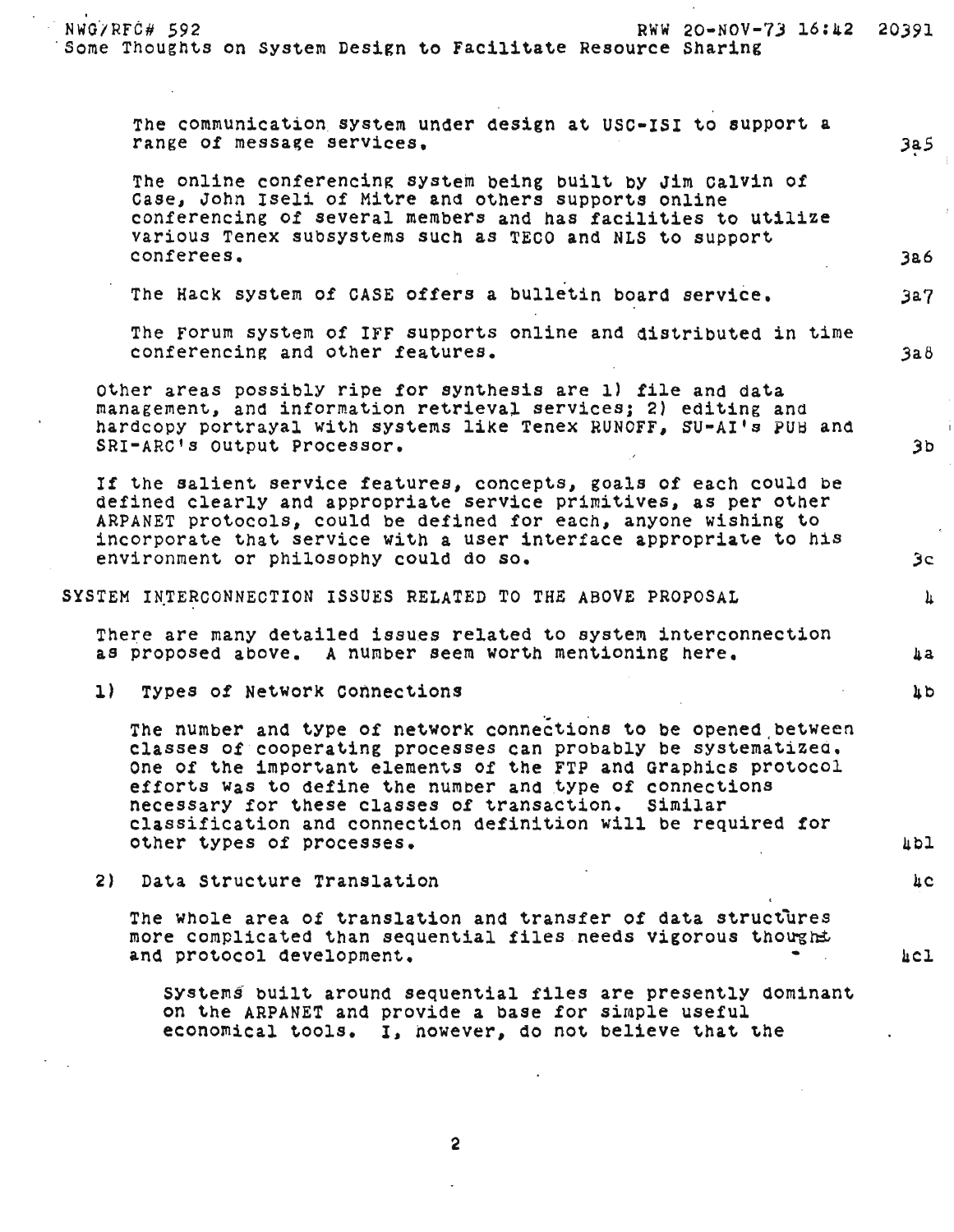The communication system under design at USC-ISI to support a range of message services. 3a5

The online conferencing system being built by Jim Calvin of Case, John Iseli of Mitre and others supports online conferencing of several members and has facilities to utilize various Tenex subsystems such as TECO and NLS to support conferees. 3a6

The Hack system of CASE offers a bulletin board service. 3a7

The Forum system of IFF supports online and distributed in time conferencing and other features. 3a8

Other areas possibly ripe for synthesis are 1) file and data management, and information retrieval services; 2) editing and hardcopy portrayal with systems like Tenex RUNOFF, SU-AI's PUB and SRI-ARC's Output Processor. 3b

If the salient service features, concepts, goals of each could be defined clearly and appropriate service primitives, as per other ARPANET protocols, could be defined for each, anyone wishing to incorporate that service with a user interface appropriate to his environment or philosophy could do so. 3c

## SYSTEM INTERCONNECTION ISSUES RELATED TO THE ABOVE PROPOSAL 4

There are many detailed issues related to system interconnection as proposed above. A number seem worth mentioning here. 4a

1) Types of Network Connections 4b

The number and type of network connections to be opened between classes of cooperating processes can probably be systematized. One of the important elements of the FTP and Graphics protocol efforts was to define the number and type of connections necessary for these classes of transaction. Similar classification and connection definition will be required for other types of processes. 4b1

2) Data Structure Translation 4c

The whole area of translation and transfer of data structures more complicated than sequential files needs vigorous thought and protocol development. 4c1

Systems built around sequential files are presently dominant on the ARPANET and provide a base for simple useful economical tools. I, however, do not believe that the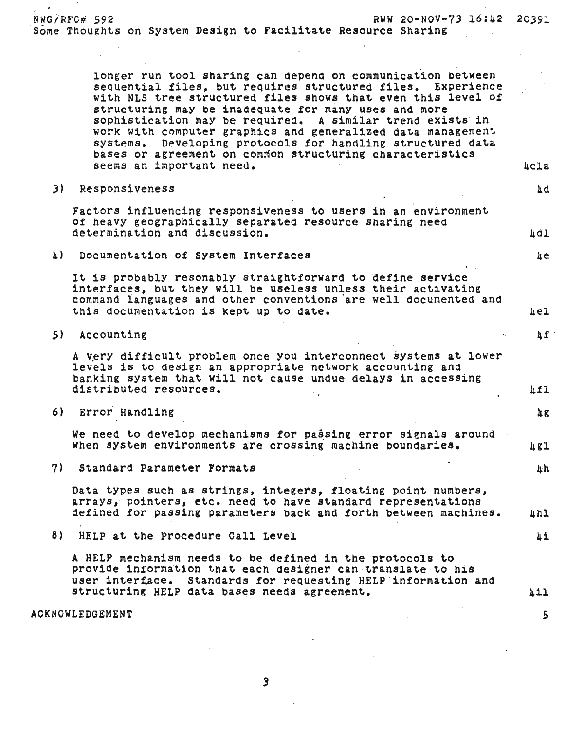longer run tool sharing can depend on communication between sequential files, but requires structured files. Experience with NLS tree structured files shows that even this level of structuring may be inadequate for many uses and more sophistication may be required. A similar trend exists in work with computer graphics and generalized data management systems. Developing protocols for handling structured data bases or agreement on common structuring characteristics seems an important need. 4c1a

3) Responsiveness 4d

Factors influencing responsiveness to users in an environment of heavy geographically separated resource sharing need determination and discussion. 4d1

4) Documentation of System Interfaces 4e

It is probably resonably straightforward to define service interfaces, but they will be useless unless their activating command languages and other conventions are well documented and this documentation is kept up to date. 4e1

5) Accounting 4f

A very difficult problem once you interconnect systems at lower levels is to design an appropriate network accounting and banking system that will not cause undue delays in accessing distributed resources. 4f1

6) Error Handling 4g

We need to develop mechanisms for passing error signals around when system environments are crossing machine boundaries. 4g1

7) Standard Parameter Formats 4h

Data types such as strings, integers, floating point numbers, arrays, pointers, etc. need to have standard representations defined for passing parameters back and forth between machines. 4h1

8) HELP at the Procedure Call Level 4i

A HELP mechanism needs to be defined in the protocols to provide information that each designer can translate to his user interface. Standards for requesting HELP information and structuring HELP data bases needs agreement. 4i1

ACKNOWLEDGEMENT 5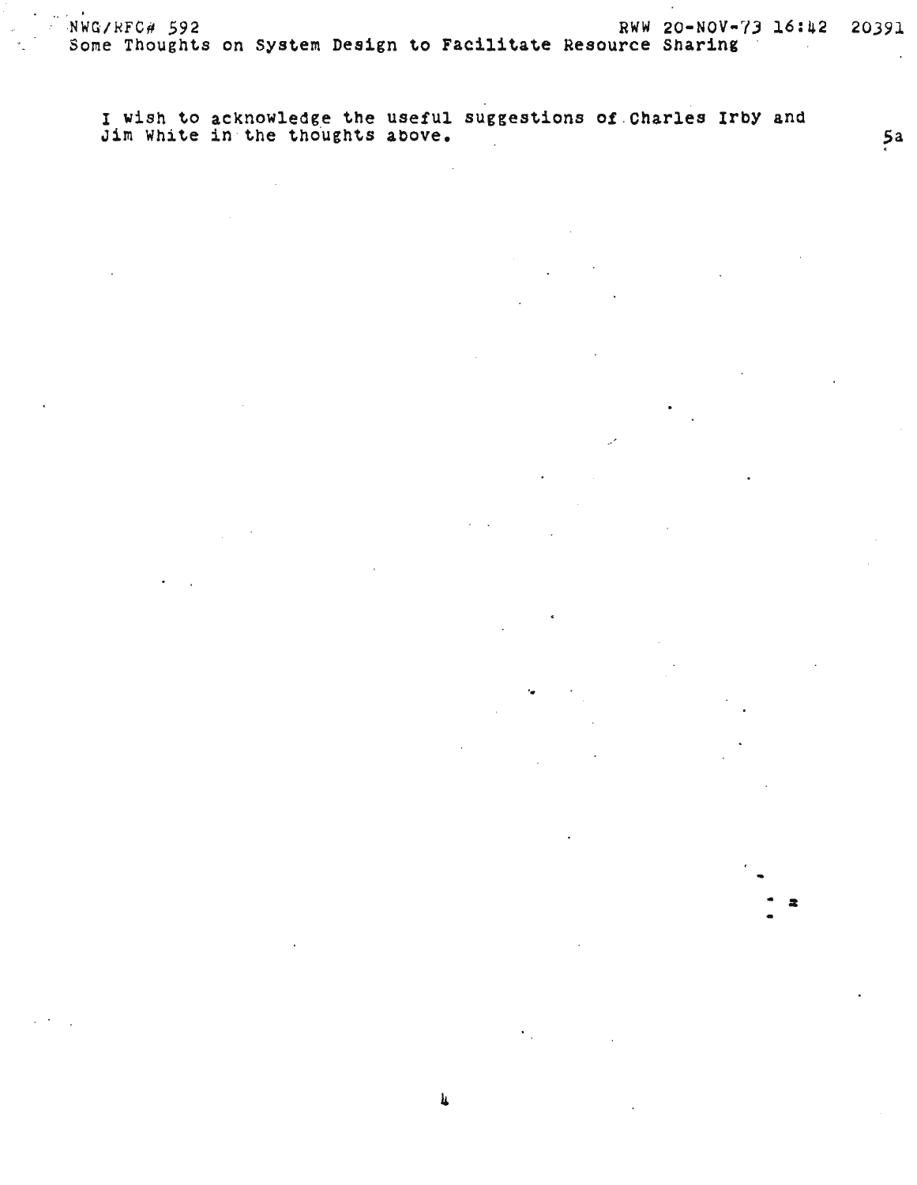I wish to acknowledge the useful suggestions of Charles Irby and Jim White in the thoughts above. 5a